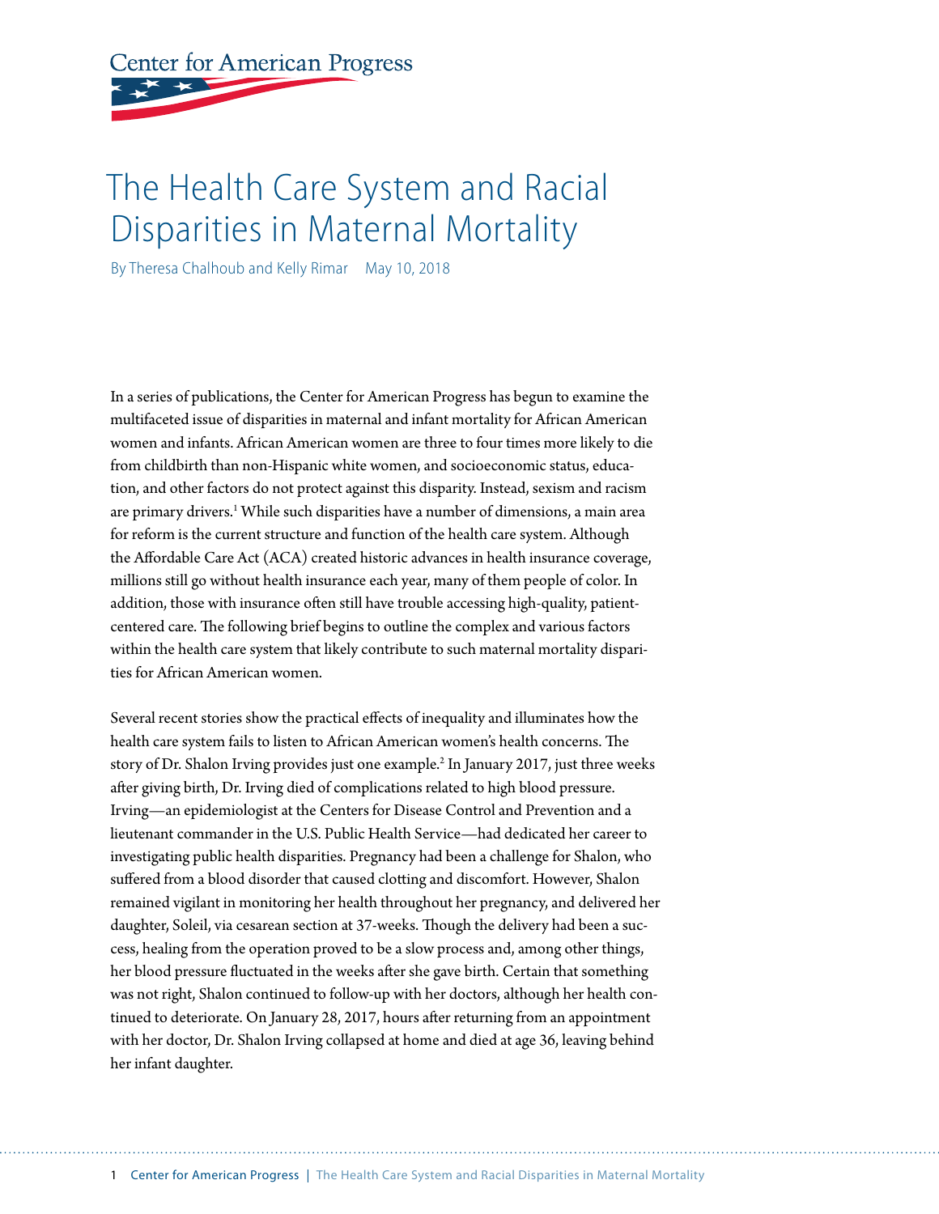Center for American Progress

# The Health Care System and Racial Disparities in Maternal Mortality

By Theresa Chalhoub and Kelly Rimar May 10, 2018

In a series of publications, the Center for American Progress has begun to examine the multifaceted issue of disparities in maternal and infant mortality for African American women and infants. African American women are three to four times more likely to die from childbirth than non-Hispanic white women, and socioeconomic status, education, and other factors do not protect against this disparity. Instead, sexism and racism are primary drivers.[1] While such disparities have a number of dimensions, a main area for reform is the current structure and function of the health care system. Although the Affordable Care Act (ACA) created historic advances in health insurance coverage, millions still go without health insurance each year, many of them people of color. In addition, those with insurance often still have trouble accessing high-quality, patient-centered care. The following brief begins to outline the complex and various factors within the health care system that likely contribute to such maternal mortality disparities for African American women.

Several recent stories show the practical effects of inequality and illuminates how the health care system fails to listen to African American women's health concerns. The story of Dr. Shalon Irving provides just one example.[2] In January 2017, just three weeks after giving birth, Dr. Irving died of complications related to high blood pressure. Irving—an epidemiologist at the Centers for Disease Control and Prevention and a lieutenant commander in the U.S. Public Health Service—had dedicated her career to investigating public health disparities. Pregnancy had been a challenge for Shalon, who suffered from a blood disorder that caused clotting and discomfort. However, Shalon remained vigilant in monitoring her health throughout her pregnancy, and delivered her daughter, Soleil, via cesarean section at 37-weeks. Though the delivery had been a success, healing from the operation proved to be a slow process and, among other things, her blood pressure fluctuated in the weeks after she gave birth. Certain that something was not right, Shalon continued to follow-up with her doctors, although her health continued to deteriorate. On January 28, 2017, hours after returning from an appointment with her doctor, Dr. Shalon Irving collapsed at home and died at age 36, leaving behind her infant daughter.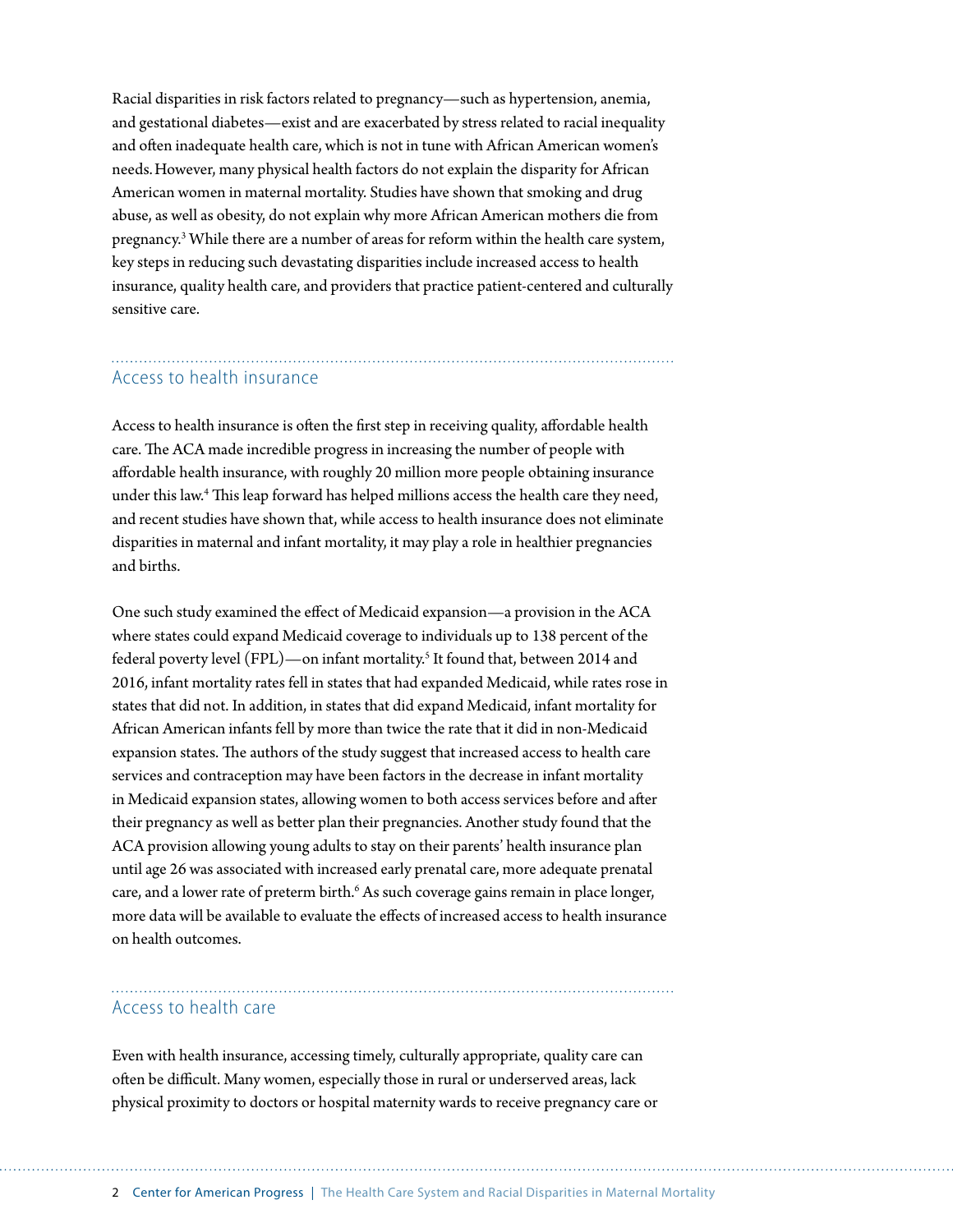Racial disparities in risk factors related to pregnancy—such as hypertension, anemia, and gestational diabetes—exist and are exacerbated by stress related to racial inequality and often inadequate health care, which is not in tune with African American women's needs. However, many physical health factors do not explain the disparity for African American women in maternal mortality. Studies have shown that smoking and drug abuse, as well as obesity, do not explain why more African American mothers die from pregnancy.[3] While there are a number of areas for reform within the health care system, key steps in reducing such devastating disparities include increased access to health insurance, quality health care, and providers that practice patient-centered and culturally sensitive care.

## Access to health insurance

Access to health insurance is often the first step in receiving quality, affordable health care. The ACA made incredible progress in increasing the number of people with affordable health insurance, with roughly 20 million more people obtaining insurance under this law.[4] This leap forward has helped millions access the health care they need, and recent studies have shown that, while access to health insurance does not eliminate disparities in maternal and infant mortality, it may play a role in healthier pregnancies and births.

One such study examined the effect of Medicaid expansion—a provision in the ACA where states could expand Medicaid coverage to individuals up to 138 percent of the federal poverty level (FPL)—on infant mortality.[5] It found that, between 2014 and 2016, infant mortality rates fell in states that had expanded Medicaid, while rates rose in states that did not. In addition, in states that did expand Medicaid, infant mortality for African American infants fell by more than twice the rate that it did in non-Medicaid expansion states. The authors of the study suggest that increased access to health care services and contraception may have been factors in the decrease in infant mortality in Medicaid expansion states, allowing women to both access services before and after their pregnancy as well as better plan their pregnancies. Another study found that the ACA provision allowing young adults to stay on their parents' health insurance plan until age 26 was associated with increased early prenatal care, more adequate prenatal care, and a lower rate of preterm birth.[6] As such coverage gains remain in place longer, more data will be available to evaluate the effects of increased access to health insurance on health outcomes.

## Access to health care

Even with health insurance, accessing timely, culturally appropriate, quality care can often be difficult. Many women, especially those in rural or underserved areas, lack physical proximity to doctors or hospital maternity wards to receive pregnancy care or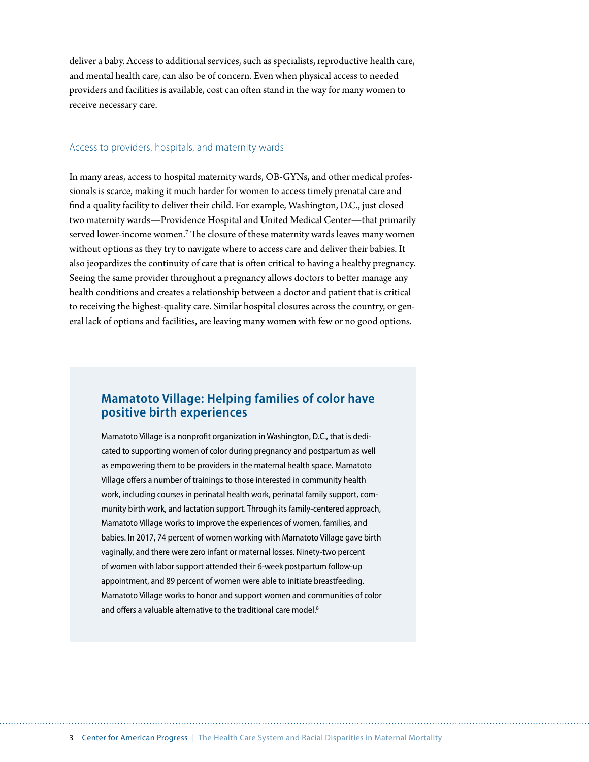deliver a baby. Access to additional services, such as specialists, reproductive health care, and mental health care, can also be of concern. Even when physical access to needed providers and facilities is available, cost can often stand in the way for many women to receive necessary care.

### Access to providers, hospitals, and maternity wards

In many areas, access to hospital maternity wards, OB-GYNs, and other medical professionals is scarce, making it much harder for women to access timely prenatal care and find a quality facility to deliver their child. For example, Washington, D.C., just closed two maternity wards—Providence Hospital and United Medical Center—that primarily served lower-income women.[7] The closure of these maternity wards leaves many women without options as they try to navigate where to access care and deliver their babies. It also jeopardizes the continuity of care that is often critical to having a healthy pregnancy. Seeing the same provider throughout a pregnancy allows doctors to better manage any health conditions and creates a relationship between a doctor and patient that is critical to receiving the highest-quality care. Similar hospital closures across the country, or general lack of options and facilities, are leaving many women with few or no good options.

## Mamatoto Village: Helping families of color have positive birth experiences

Mamatoto Village is a nonprofit organization in Washington, D.C., that is dedicated to supporting women of color during pregnancy and postpartum as well as empowering them to be providers in the maternal health space. Mamatoto Village offers a number of trainings to those interested in community health work, including courses in perinatal health work, perinatal family support, community birth work, and lactation support. Through its family-centered approach, Mamatoto Village works to improve the experiences of women, families, and babies. In 2017, 74 percent of women working with Mamatoto Village gave birth vaginally, and there were zero infant or maternal losses. Ninety-two percent of women with labor support attended their 6-week postpartum follow-up appointment, and 89 percent of women were able to initiate breastfeeding. Mamatoto Village works to honor and support women and communities of color and offers a valuable alternative to the traditional care model.[8]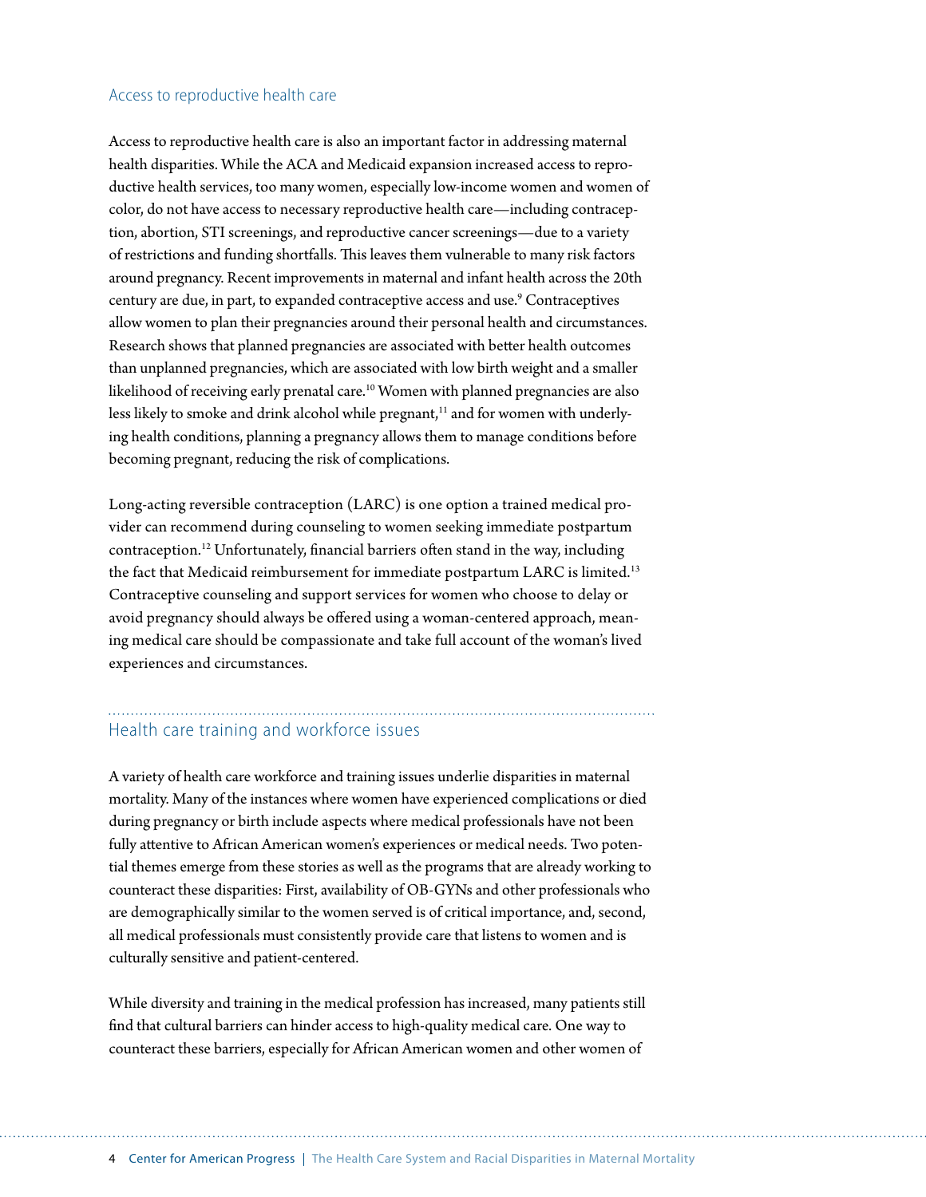### Access to reproductive health care

Access to reproductive health care is also an important factor in addressing maternal health disparities. While the ACA and Medicaid expansion increased access to reproductive health services, too many women, especially low-income women and women of color, do not have access to necessary reproductive health care—including contraception, abortion, STI screenings, and reproductive cancer screenings—due to a variety of restrictions and funding shortfalls. This leaves them vulnerable to many risk factors around pregnancy. Recent improvements in maternal and infant health across the 20th century are due, in part, to expanded contraceptive access and use.[9] Contraceptives allow women to plan their pregnancies around their personal health and circumstances. Research shows that planned pregnancies are associated with better health outcomes than unplanned pregnancies, which are associated with low birth weight and a smaller likelihood of receiving early prenatal care.[10] Women with planned pregnancies are also less likely to smoke and drink alcohol while pregnant,[11] and for women with underlying health conditions, planning a pregnancy allows them to manage conditions before becoming pregnant, reducing the risk of complications.

Long-acting reversible contraception (LARC) is one option a trained medical provider can recommend during counseling to women seeking immediate postpartum contraception.[12] Unfortunately, financial barriers often stand in the way, including the fact that Medicaid reimbursement for immediate postpartum LARC is limited.[13] Contraceptive counseling and support services for women who choose to delay or avoid pregnancy should always be offered using a woman-centered approach, meaning medical care should be compassionate and take full account of the woman's lived experiences and circumstances.

## Health care training and workforce issues

A variety of health care workforce and training issues underlie disparities in maternal mortality. Many of the instances where women have experienced complications or died during pregnancy or birth include aspects where medical professionals have not been fully attentive to African American women's experiences or medical needs. Two potential themes emerge from these stories as well as the programs that are already working to counteract these disparities: First, availability of OB-GYNs and other professionals who are demographically similar to the women served is of critical importance, and, second, all medical professionals must consistently provide care that listens to women and is culturally sensitive and patient-centered.

While diversity and training in the medical profession has increased, many patients still find that cultural barriers can hinder access to high-quality medical care. One way to counteract these barriers, especially for African American women and other women of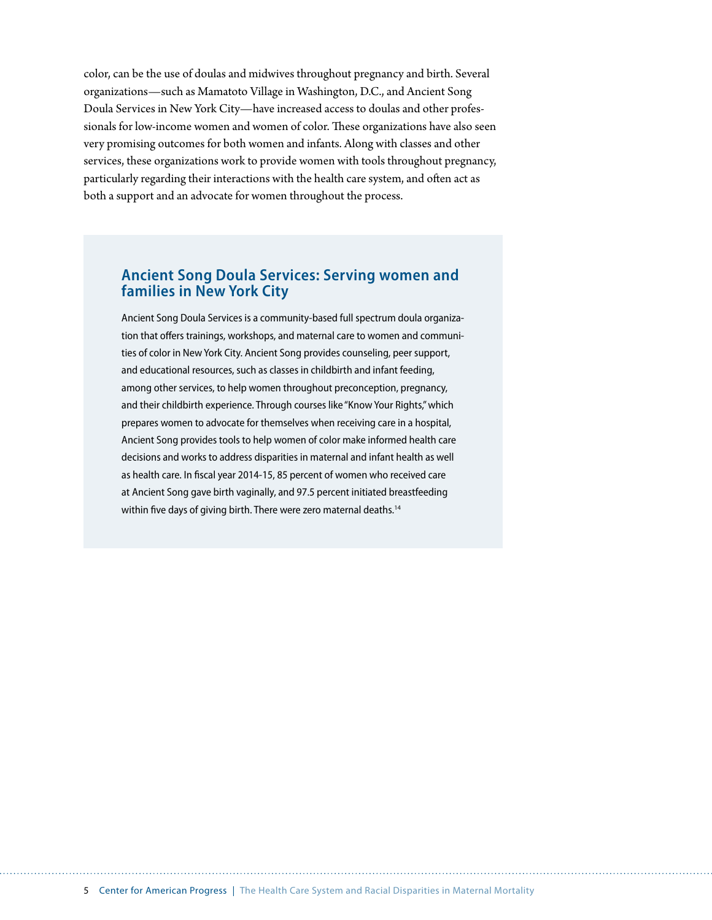color, can be the use of doulas and midwives throughout pregnancy and birth. Several organizations—such as Mamatoto Village in Washington, D.C., and Ancient Song Doula Services in New York City—have increased access to doulas and other professionals for low-income women and women of color. These organizations have also seen very promising outcomes for both women and infants. Along with classes and other services, these organizations work to provide women with tools throughout pregnancy, particularly regarding their interactions with the health care system, and often act as both a support and an advocate for women throughout the process.

### Ancient Song Doula Services: Serving women and families in New York City

Ancient Song Doula Services is a community-based full spectrum doula organization that offers trainings, workshops, and maternal care to women and communities of color in New York City. Ancient Song provides counseling, peer support, and educational resources, such as classes in childbirth and infant feeding, among other services, to help women throughout preconception, pregnancy, and their childbirth experience. Through courses like "Know Your Rights," which prepares women to advocate for themselves when receiving care in a hospital, Ancient Song provides tools to help women of color make informed health care decisions and works to address disparities in maternal and infant health as well as health care. In fiscal year 2014-15, 85 percent of women who received care at Ancient Song gave birth vaginally, and 97.5 percent initiated breastfeeding within five days of giving birth. There were zero maternal deaths.[14]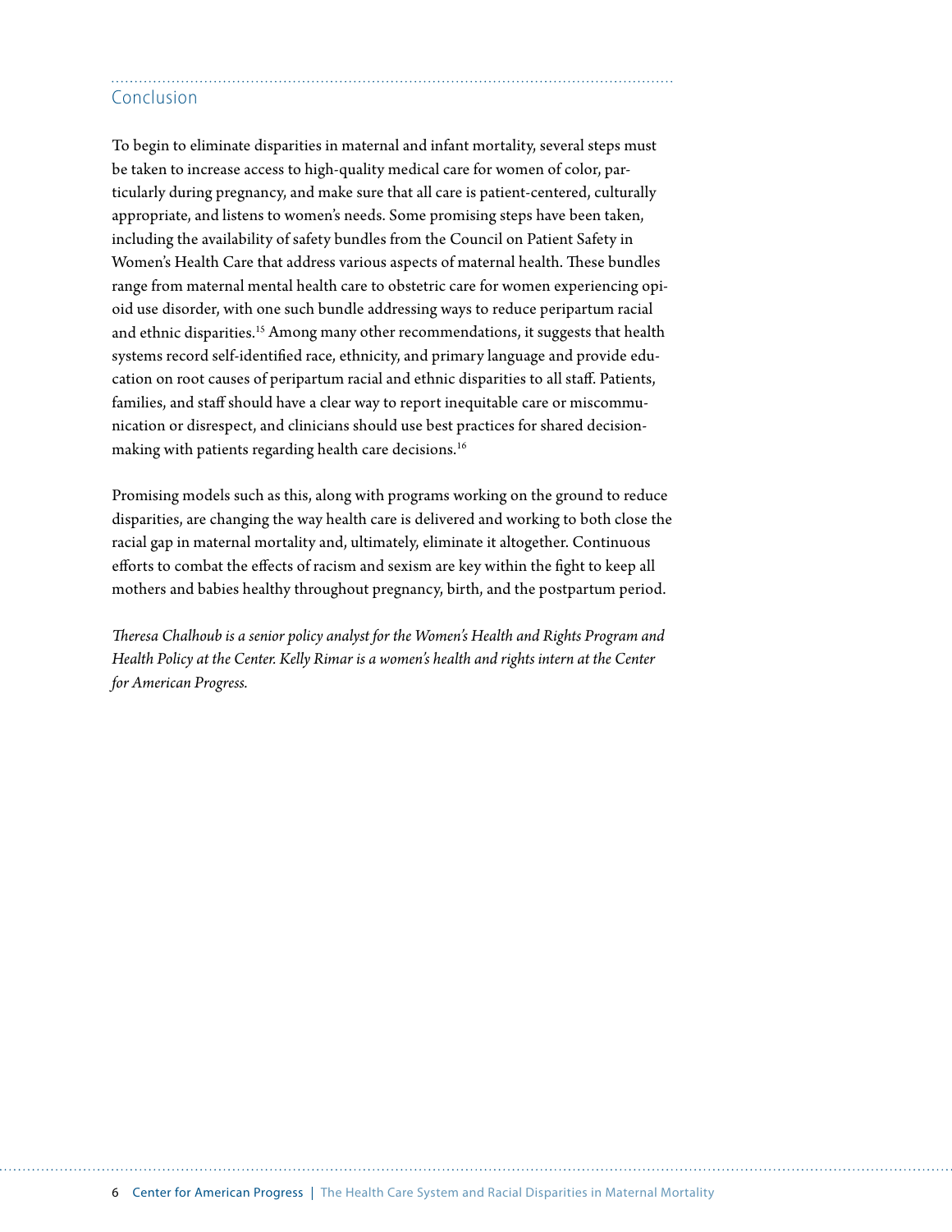## Conclusion

To begin to eliminate disparities in maternal and infant mortality, several steps must be taken to increase access to high-quality medical care for women of color, particularly during pregnancy, and make sure that all care is patient-centered, culturally appropriate, and listens to women's needs. Some promising steps have been taken, including the availability of safety bundles from the Council on Patient Safety in Women's Health Care that address various aspects of maternal health. These bundles range from maternal mental health care to obstetric care for women experiencing opioid use disorder, with one such bundle addressing ways to reduce peripartum racial and ethnic disparities.[15] Among many other recommendations, it suggests that health systems record self-identified race, ethnicity, and primary language and provide education on root causes of peripartum racial and ethnic disparities to all staff. Patients, families, and staff should have a clear way to report inequitable care or miscommunication or disrespect, and clinicians should use best practices for shared decision-making with patients regarding health care decisions.[16]

Promising models such as this, along with programs working on the ground to reduce disparities, are changing the way health care is delivered and working to both close the racial gap in maternal mortality and, ultimately, eliminate it altogether. Continuous efforts to combat the effects of racism and sexism are key within the fight to keep all mothers and babies healthy throughout pregnancy, birth, and the postpartum period.

*Theresa Chalhoub is a senior policy analyst for the Women's Health and Rights Program and Health Policy at the Center. Kelly Rimar is a women's health and rights intern at the Center for American Progress.*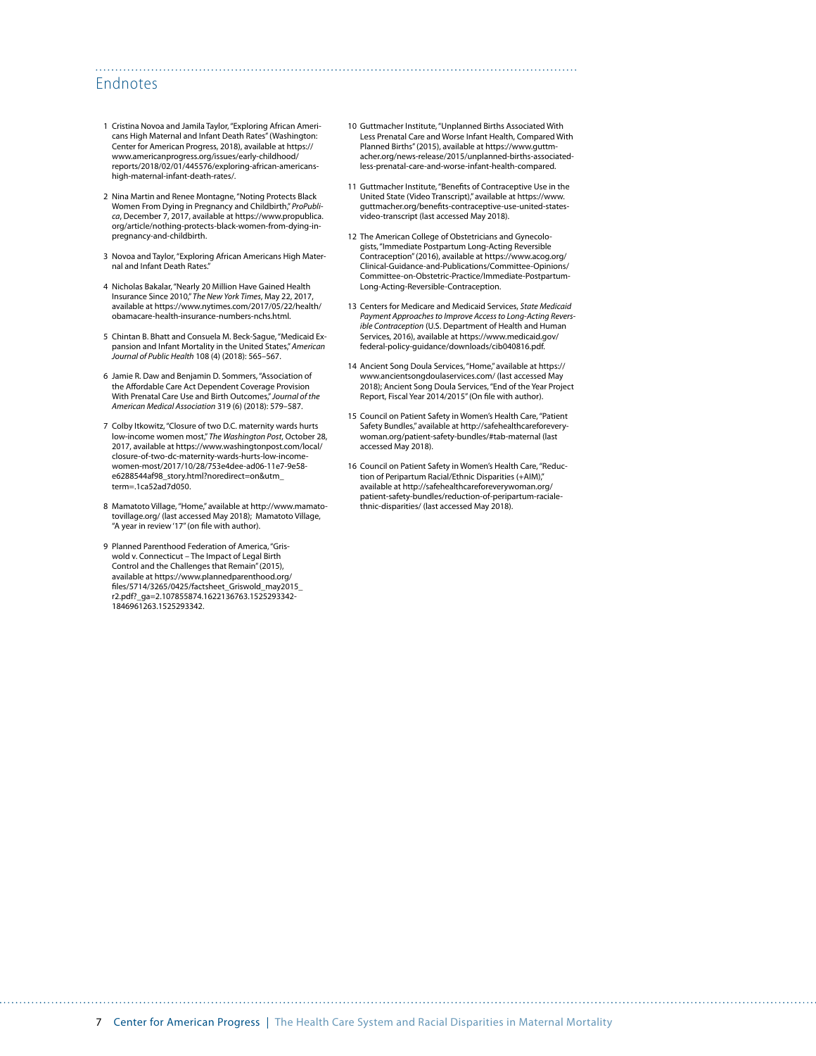## Endnotes

1. Cristina Novoa and Jamila Taylor, "Exploring African Americans High Maternal and Infant Death Rates" (Washington: Center for American Progress, 2018), available at https://www.americanprogress.org/issues/early-childhood/reports/2018/02/01/445576/exploring-african-americans-high-maternal-infant-death-rates/.

2. Nina Martin and Renee Montagne, "Noting Protects Black Women From Dying in Pregnancy and Childbirth," *ProPublica*, December 7, 2017, available at https://www.propublica.org/article/nothing-protects-black-women-from-dying-in-pregnancy-and-childbirth.

3. Novoa and Taylor, "Exploring African Americans High Maternal and Infant Death Rates."

4. Nicholas Bakalar, "Nearly 20 Million Have Gained Health Insurance Since 2010," *The New York Times*, May 22, 2017, available at https://www.nytimes.com/2017/05/22/health/obamacare-health-insurance-numbers-nchs.html.

5. Chintan B. Bhatt and Consuela M. Beck-Sague, "Medicaid Expansion and Infant Mortality in the United States," *American Journal of Public Health* 108 (4) (2018): 565–567.

6. Jamie R. Daw and Benjamin D. Sommers, "Association of the Affordable Care Act Dependent Coverage Provision With Prenatal Care Use and Birth Outcomes," *Journal of the American Medical Association* 319 (6) (2018): 579–587.

7. Colby Itkowitz, "Closure of two D.C. maternity wards hurts low-income women most," *The Washington Post*, October 28, 2017, available at https://www.washingtonpost.com/local/closure-of-two-dc-maternity-wards-hurts-low-income-women-most/2017/10/28/753e4dee-ad06-11e7-9e58-e6288544af98_story.html?noredirect=on&utm_term=.1ca52ad7d050.

8. Mamatoto Village, "Home," available at http://www.mamatotovillage.org/ (last accessed May 2018); Mamatoto Village, "A year in review '17" (on file with author).

9. Planned Parenthood Federation of America, "Griswold v. Connecticut – The Impact of Legal Birth Control and the Challenges that Remain" (2015), available at https://www.plannedparenthood.org/files/5714/3265/0425/factsheet_Griswold_may2015_r2.pdf?_ga=2.107855874.1622136763.1525293342-1846961263.1525293342.

10. Guttmacher Institute, "Unplanned Births Associated With Less Prenatal Care and Worse Infant Health, Compared With Planned Births" (2015), available at https://www.guttmacher.org/news-release/2015/unplanned-births-associated-less-prenatal-care-and-worse-infant-health-compared.

11. Guttmacher Institute, "Benefits of Contraceptive Use in the United State (Video Transcript)," available at https://www.guttmacher.org/benefits-contraceptive-use-united-states-video-transcript (last accessed May 2018).

12. The American College of Obstetricians and Gynecologists, "Immediate Postpartum Long-Acting Reversible Contraception" (2016), available at https://www.acog.org/Clinical-Guidance-and-Publications/Committee-Opinions/Committee-on-Obstetric-Practice/Immediate-Postpartum-Long-Acting-Reversible-Contraception.

13. Centers for Medicare and Medicaid Services, *State Medicaid Payment Approaches to Improve Access to Long-Acting Reversible Contraception* (U.S. Department of Health and Human Services, 2016), available at https://www.medicaid.gov/federal-policy-guidance/downloads/cib040816.pdf.

14. Ancient Song Doula Services, "Home," available at https://www.ancientsongdoulaservices.com/ (last accessed May 2018); Ancient Song Doula Services, "End of the Year Project Report, Fiscal Year 2014/2015" (On file with author).

15. Council on Patient Safety in Women's Health Care, "Patient Safety Bundles," available at http://safehealthcareforeverywoman.org/patient-safety-bundles/#tab-maternal (last accessed May 2018).

16. Council on Patient Safety in Women's Health Care, "Reduction of Peripartum Racial/Ethnic Disparities (+AIM)," available at http://safehealthcareforeverywoman.org/patient-safety-bundles/reduction-of-peripartum-racialethnic-disparities/ (last accessed May 2018).